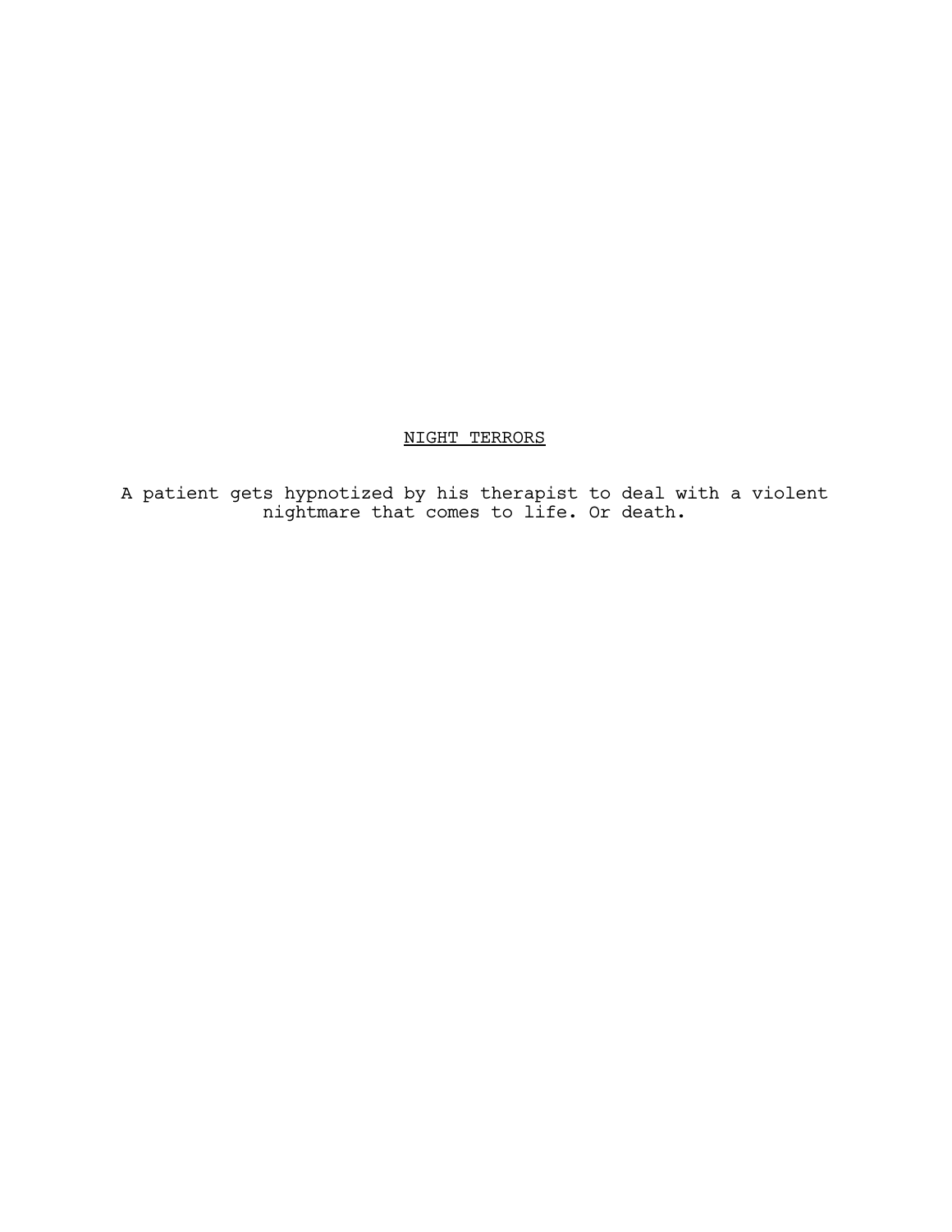# NIGHT TERRORS

A patient gets hypnotized by his therapist to deal with a violent nightmare that comes to life. Or death.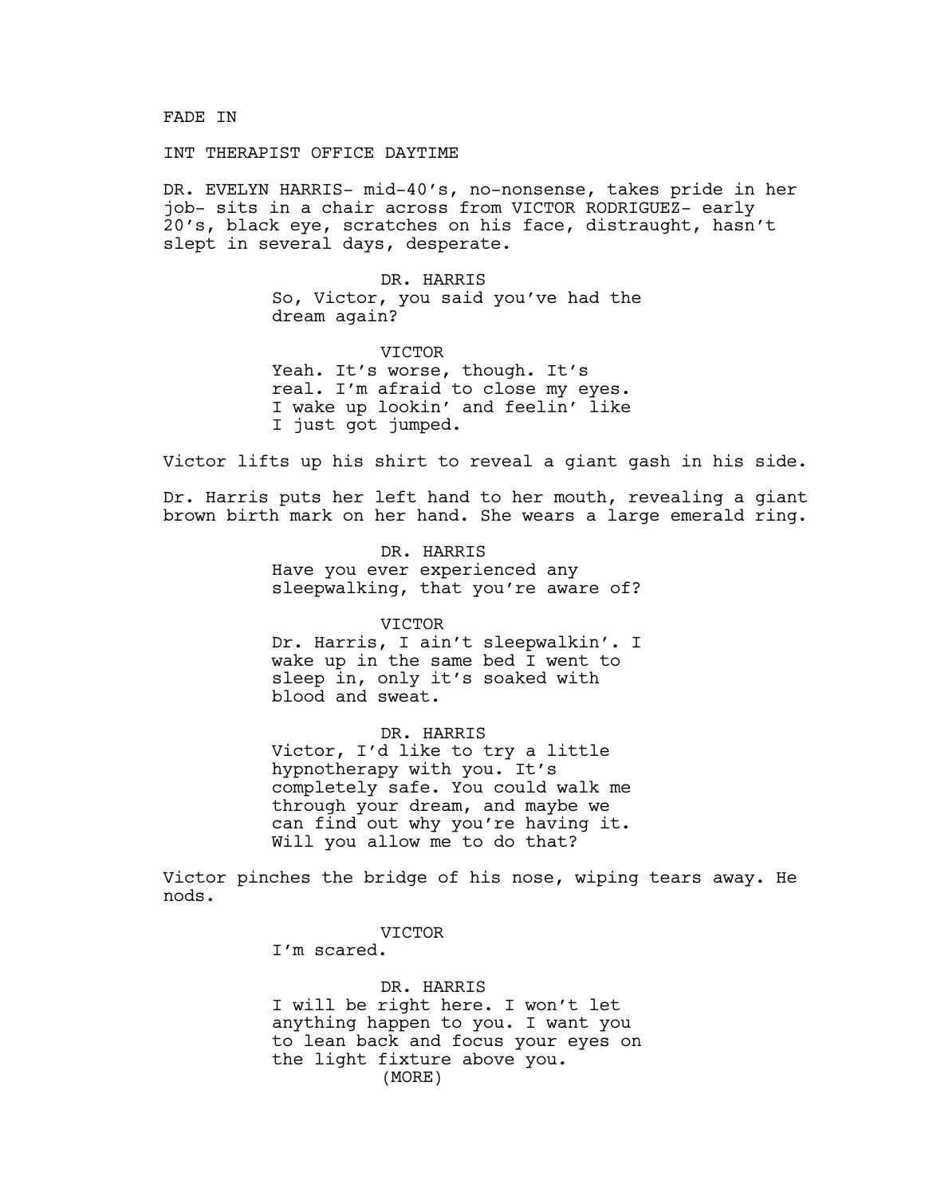FADE IN

INT THERAPIST OFFICE DAYTIME

DR. EVELYN HARRIS- mid-40's, no-nonsense, takes pride in her job- sits in a chair across from VICTOR RODRIGUEZ- early 20's, black eye, scratches on his face, distraught, hasn't slept in several days, desperate.

DR. HARRIS
So, Victor, you said you've had the dream again?

VICTOR
Yeah. It's worse, though. It's real. I'm afraid to close my eyes. I wake up lookin' and feelin' like I just got jumped.

Victor lifts up his shirt to reveal a giant gash in his side.

Dr. Harris puts her left hand to her mouth, revealing a giant brown birth mark on her hand. She wears a large emerald ring.

DR. HARRIS
Have you ever experienced any sleepwalking, that you're aware of?

VICTOR
Dr. Harris, I ain't sleepwalkin'. I wake up in the same bed I went to sleep in, only it's soaked with blood and sweat.

DR. HARRIS
Victor, I'd like to try a little hypnotherapy with you. It's completely safe. You could walk me through your dream, and maybe we can find out why you're having it. Will you allow me to do that?

Victor pinches the bridge of his nose, wiping tears away. He nods.

VICTOR
I'm scared.

DR. HARRIS
I will be right here. I won't let anything happen to you. I want you to lean back and focus your eyes on the light fixture above you.
(MORE)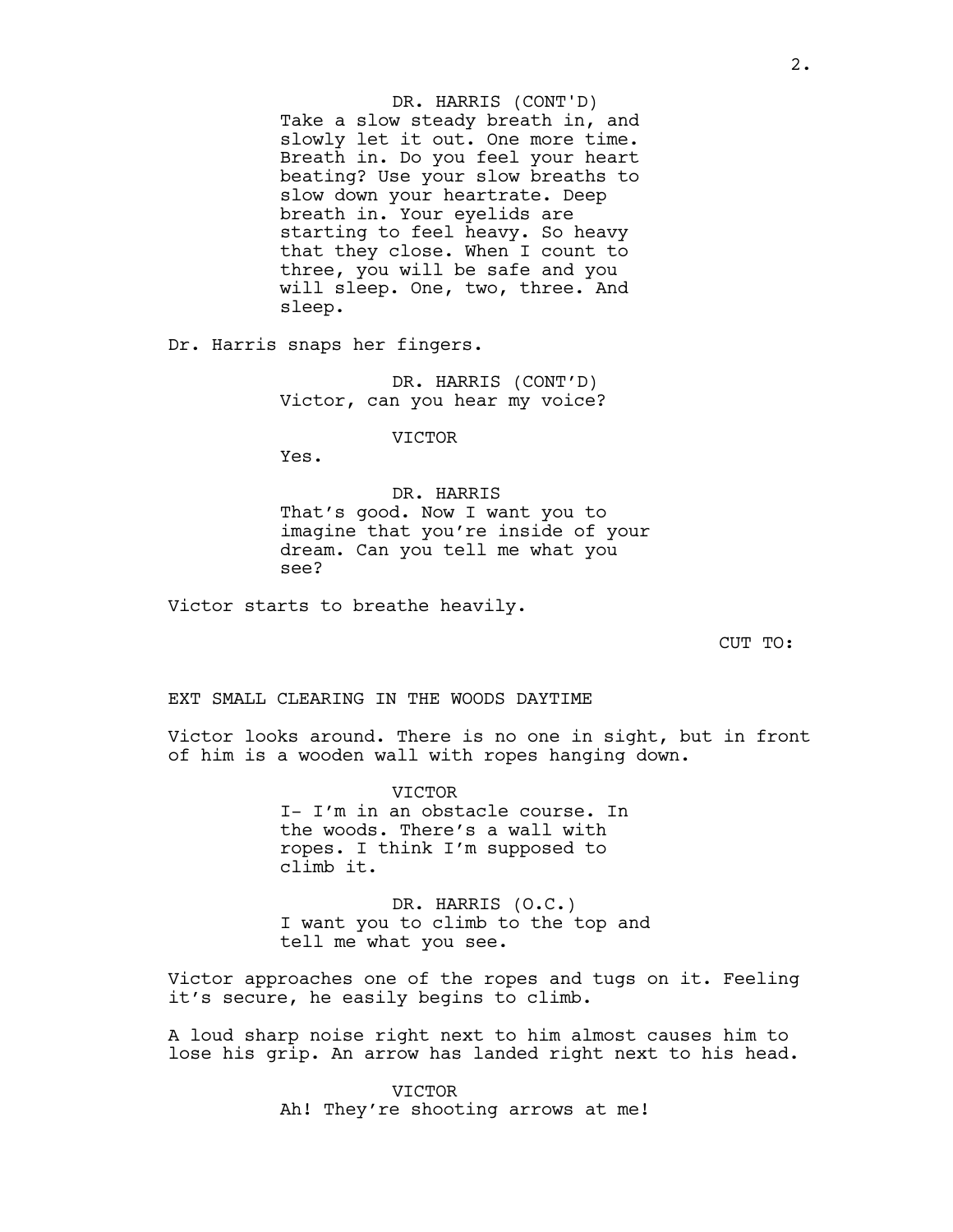DR. HARRIS (CONT'D)
Take a slow steady breath in, and slowly let it out. One more time. Breath in. Do you feel your heart beating? Use your slow breaths to slow down your heartrate. Deep breath in. Your eyelids are starting to feel heavy. So heavy that they close. When I count to three, you will be safe and you will sleep. One, two, three. And sleep.

Dr. Harris snaps her fingers.

DR. HARRIS (CONT'D)
Victor, can you hear my voice?

VICTOR
Yes.

DR. HARRIS
That's good. Now I want you to imagine that you're inside of your dream. Can you tell me what you see?

Victor starts to breathe heavily.

CUT TO:

EXT SMALL CLEARING IN THE WOODS DAYTIME

Victor looks around. There is no one in sight, but in front of him is a wooden wall with ropes hanging down.

VICTOR
I- I'm in an obstacle course. In the woods. There's a wall with ropes. I think I'm supposed to climb it.

DR. HARRIS (O.C.)
I want you to climb to the top and tell me what you see.

Victor approaches one of the ropes and tugs on it. Feeling it's secure, he easily begins to climb.

A loud sharp noise right next to him almost causes him to lose his grip. An arrow has landed right next to his head.

VICTOR
Ah! They're shooting arrows at me!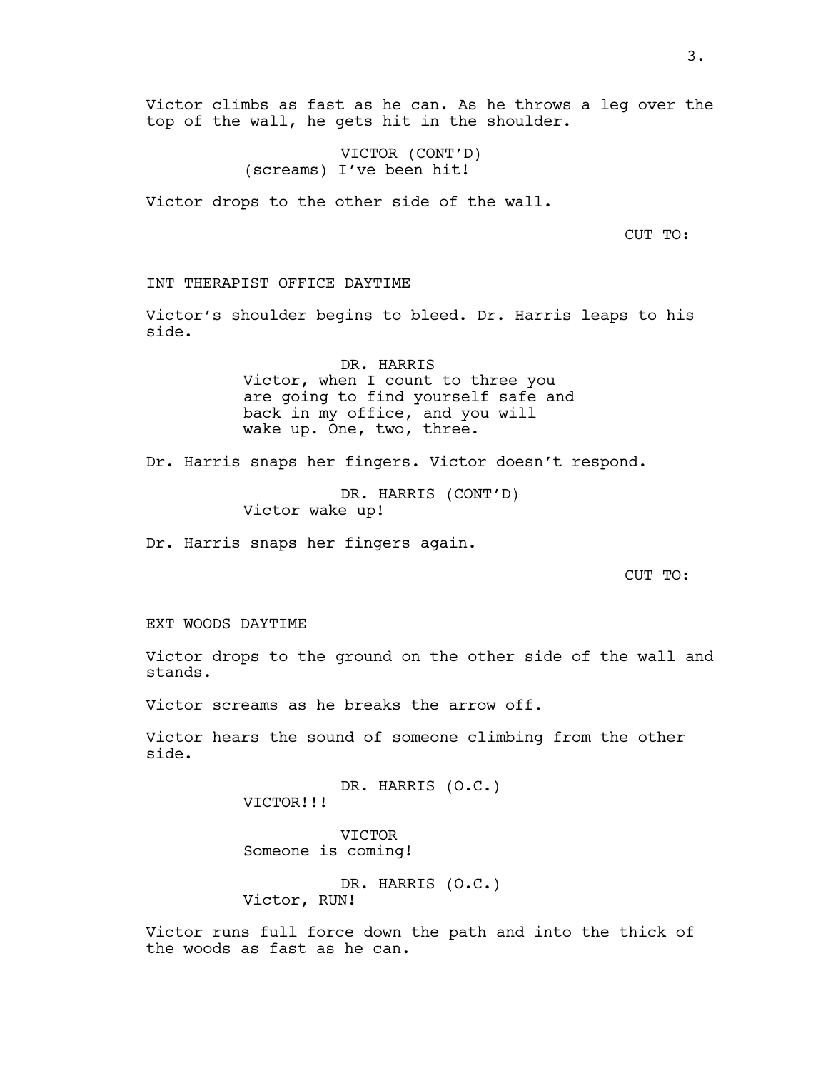Victor climbs as fast as he can. As he throws a leg over the top of the wall, he gets hit in the shoulder.

VICTOR (CONT'D)
(screams) I've been hit!

Victor drops to the other side of the wall.

CUT TO:

INT THERAPIST OFFICE DAYTIME

Victor's shoulder begins to bleed. Dr. Harris leaps to his side.

DR. HARRIS
Victor, when I count to three you are going to find yourself safe and back in my office, and you will wake up. One, two, three.

Dr. Harris snaps her fingers. Victor doesn't respond.

DR. HARRIS (CONT'D)
Victor wake up!

Dr. Harris snaps her fingers again.

CUT TO:

EXT WOODS DAYTIME

Victor drops to the ground on the other side of the wall and stands.

Victor screams as he breaks the arrow off.

Victor hears the sound of someone climbing from the other side.

DR. HARRIS (O.C.)
VICTOR!!!

VICTOR
Someone is coming!

DR. HARRIS (O.C.)
Victor, RUN!

Victor runs full force down the path and into the thick of the woods as fast as he can.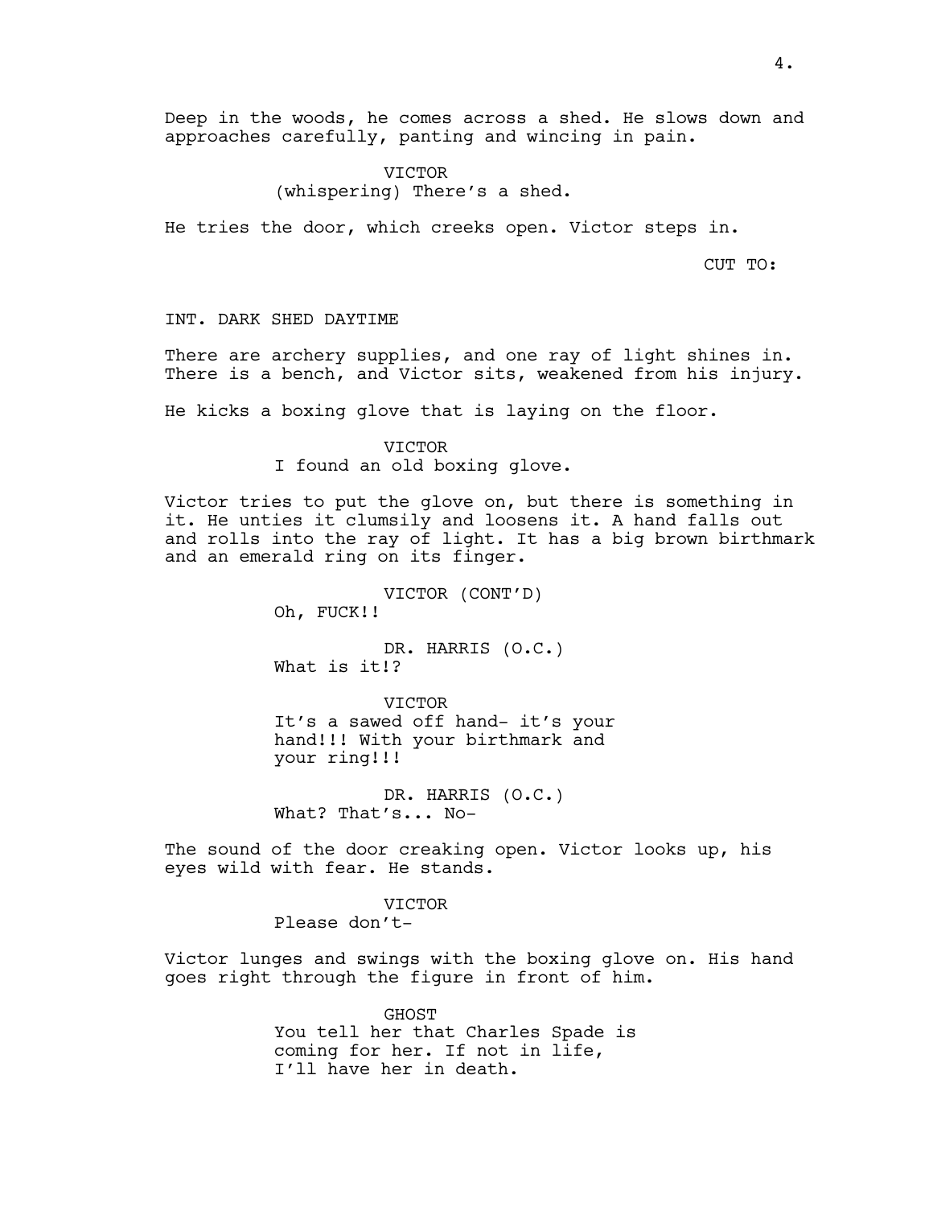Deep in the woods, he comes across a shed. He slows down and approaches carefully, panting and wincing in pain.

VICTOR
(whispering) There's a shed.

He tries the door, which creeks open. Victor steps in.

CUT TO:

INT. DARK SHED DAYTIME

There are archery supplies, and one ray of light shines in. There is a bench, and Victor sits, weakened from his injury.

He kicks a boxing glove that is laying on the floor.

VICTOR
I found an old boxing glove.

Victor tries to put the glove on, but there is something in it. He unties it clumsily and loosens it. A hand falls out and rolls into the ray of light. It has a big brown birthmark and an emerald ring on its finger.

VICTOR (CONT'D)
Oh, FUCK!!

DR. HARRIS (O.C.)
What is it!?

VICTOR
It's a sawed off hand- it's your hand!!! With your birthmark and your ring!!!

DR. HARRIS (O.C.)
What? That's... No-

The sound of the door creaking open. Victor looks up, his eyes wild with fear. He stands.

VICTOR
Please don't-

Victor lunges and swings with the boxing glove on. His hand goes right through the figure in front of him.

GHOST
You tell her that Charles Spade is coming for her. If not in life, I'll have her in death.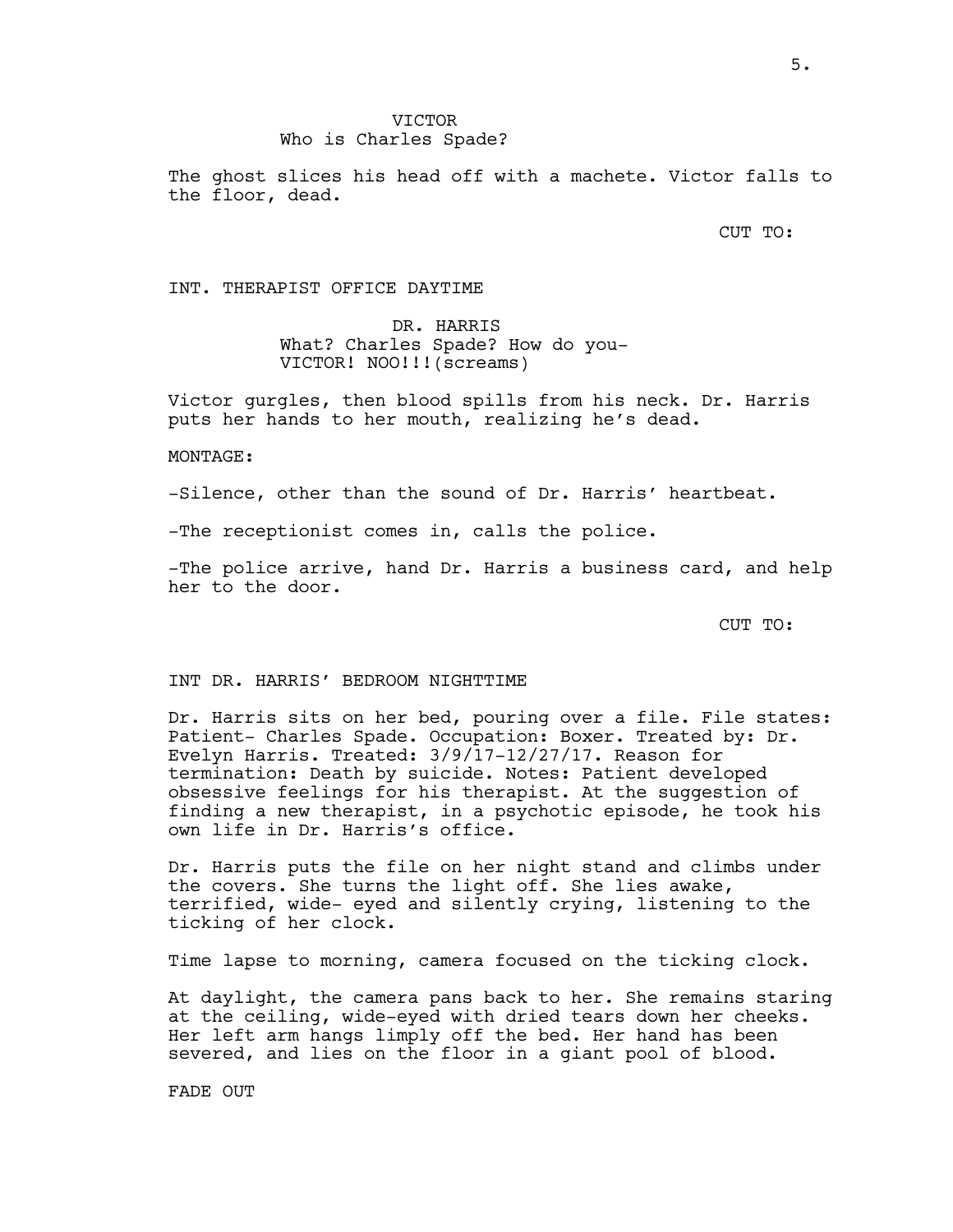VICTOR
Who is Charles Spade?

The ghost slices his head off with a machete. Victor falls to the floor, dead.

CUT TO:

INT. THERAPIST OFFICE DAYTIME

DR. HARRIS
What? Charles Spade? How do you-
VICTOR! NOO!!!(screams)

Victor gurgles, then blood spills from his neck. Dr. Harris puts her hands to her mouth, realizing he's dead.

MONTAGE:

-Silence, other than the sound of Dr. Harris' heartbeat.

-The receptionist comes in, calls the police.

-The police arrive, hand Dr. Harris a business card, and help her to the door.

CUT TO:

INT DR. HARRIS' BEDROOM NIGHTTIME

Dr. Harris sits on her bed, pouring over a file. File states: Patient- Charles Spade. Occupation: Boxer. Treated by: Dr. Evelyn Harris. Treated: 3/9/17-12/27/17. Reason for termination: Death by suicide. Notes: Patient developed obsessive feelings for his therapist. At the suggestion of finding a new therapist, in a psychotic episode, he took his own life in Dr. Harris's office.

Dr. Harris puts the file on her night stand and climbs under the covers. She turns the light off. She lies awake, terrified, wide- eyed and silently crying, listening to the ticking of her clock.

Time lapse to morning, camera focused on the ticking clock.

At daylight, the camera pans back to her. She remains staring at the ceiling, wide-eyed with dried tears down her cheeks. Her left arm hangs limply off the bed. Her hand has been severed, and lies on the floor in a giant pool of blood.

FADE OUT